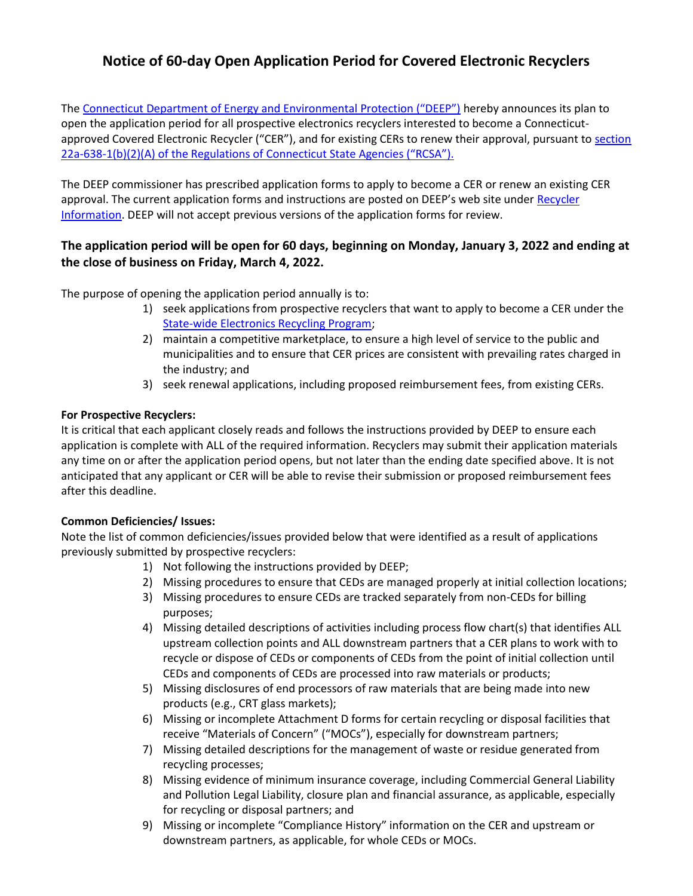# Notice of 60-day Open Application Period for Covered Electronic Recyclers

The [Connecticut Department of Energy and Environmental Protection ("DEEP")](#) hereby announces its plan to open the application period for all prospective electronics recyclers interested to become a Connecticut-approved Covered Electronic Recycler ("CER"), and for existing CERs to renew their approval, pursuant to [section 22a-638-1(b)(2)(A) of the Regulations of Connecticut State Agencies ("RCSA").](#)

The DEEP commissioner has prescribed application forms to apply to become a CER or renew an existing CER approval. The current application forms and instructions are posted on DEEP's web site under [Recycler Information](#). DEEP will not accept previous versions of the application forms for review.

### The application period will be open for 60 days, beginning on Monday, January 3, 2022 and ending at the close of business on Friday, March 4, 2022.

The purpose of opening the application period annually is to:

1) seek applications from prospective recyclers that want to apply to become a CER under the [State-wide Electronics Recycling Program](#);
2) maintain a competitive marketplace, to ensure a high level of service to the public and municipalities and to ensure that CER prices are consistent with prevailing rates charged in the industry; and
3) seek renewal applications, including proposed reimbursement fees, from existing CERs.

**For Prospective Recyclers:**
It is critical that each applicant closely reads and follows the instructions provided by DEEP to ensure each application is complete with ALL of the required information. Recyclers may submit their application materials any time on or after the application period opens, but not later than the ending date specified above. It is not anticipated that any applicant or CER will be able to revise their submission or proposed reimbursement fees after this deadline.

**Common Deficiencies/ Issues:**
Note the list of common deficiencies/issues provided below that were identified as a result of applications previously submitted by prospective recyclers:

1) Not following the instructions provided by DEEP;
2) Missing procedures to ensure that CEDs are managed properly at initial collection locations;
3) Missing procedures to ensure CEDs are tracked separately from non-CEDs for billing purposes;
4) Missing detailed descriptions of activities including process flow chart(s) that identifies ALL upstream collection points and ALL downstream partners that a CER plans to work with to recycle or dispose of CEDs or components of CEDs from the point of initial collection until CEDs and components of CEDs are processed into raw materials or products;
5) Missing disclosures of end processors of raw materials that are being made into new products (e.g., CRT glass markets);
6) Missing or incomplete Attachment D forms for certain recycling or disposal facilities that receive "Materials of Concern" ("MOCs"), especially for downstream partners;
7) Missing detailed descriptions for the management of waste or residue generated from recycling processes;
8) Missing evidence of minimum insurance coverage, including Commercial General Liability and Pollution Legal Liability, closure plan and financial assurance, as applicable, especially for recycling or disposal partners; and
9) Missing or incomplete "Compliance History" information on the CER and upstream or downstream partners, as applicable, for whole CEDs or MOCs.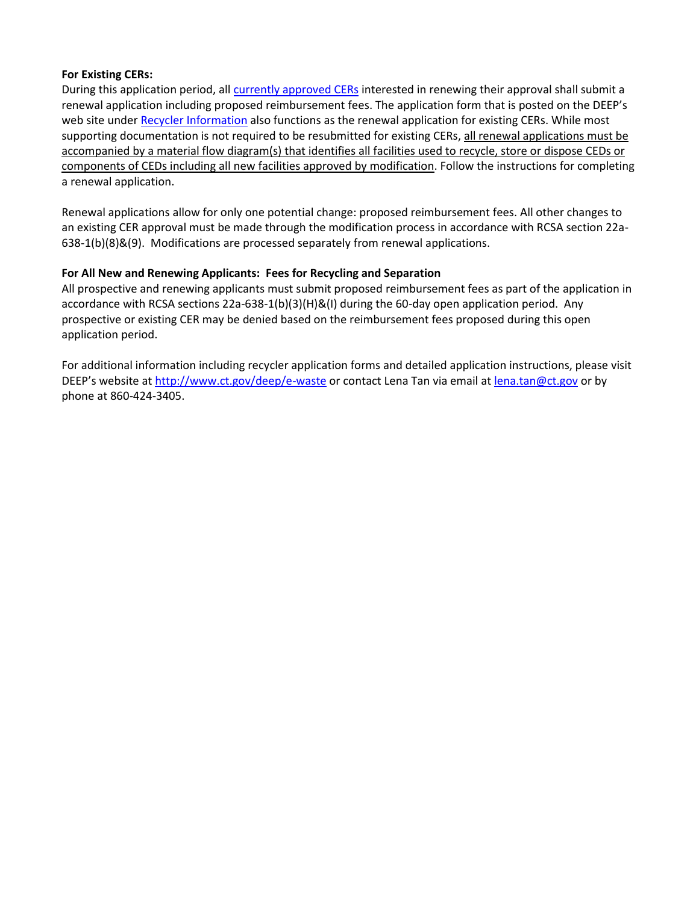**For Existing CERs:**

During this application period, all currently approved CERs interested in renewing their approval shall submit a renewal application including proposed reimbursement fees. The application form that is posted on the DEEP's web site under Recycler Information also functions as the renewal application for existing CERs. While most supporting documentation is not required to be resubmitted for existing CERs, all renewal applications must be accompanied by a material flow diagram(s) that identifies all facilities used to recycle, store or dispose CEDs or components of CEDs including all new facilities approved by modification. Follow the instructions for completing a renewal application.

Renewal applications allow for only one potential change: proposed reimbursement fees. All other changes to an existing CER approval must be made through the modification process in accordance with RCSA section 22a-638-1(b)(8)&(9). Modifications are processed separately from renewal applications.

**For All New and Renewing Applicants: Fees for Recycling and Separation**

All prospective and renewing applicants must submit proposed reimbursement fees as part of the application in accordance with RCSA sections 22a-638-1(b)(3)(H)&(I) during the 60-day open application period. Any prospective or existing CER may be denied based on the reimbursement fees proposed during this open application period.

For additional information including recycler application forms and detailed application instructions, please visit DEEP's website at http://www.ct.gov/deep/e-waste or contact Lena Tan via email at lena.tan@ct.gov or by phone at 860-424-3405.